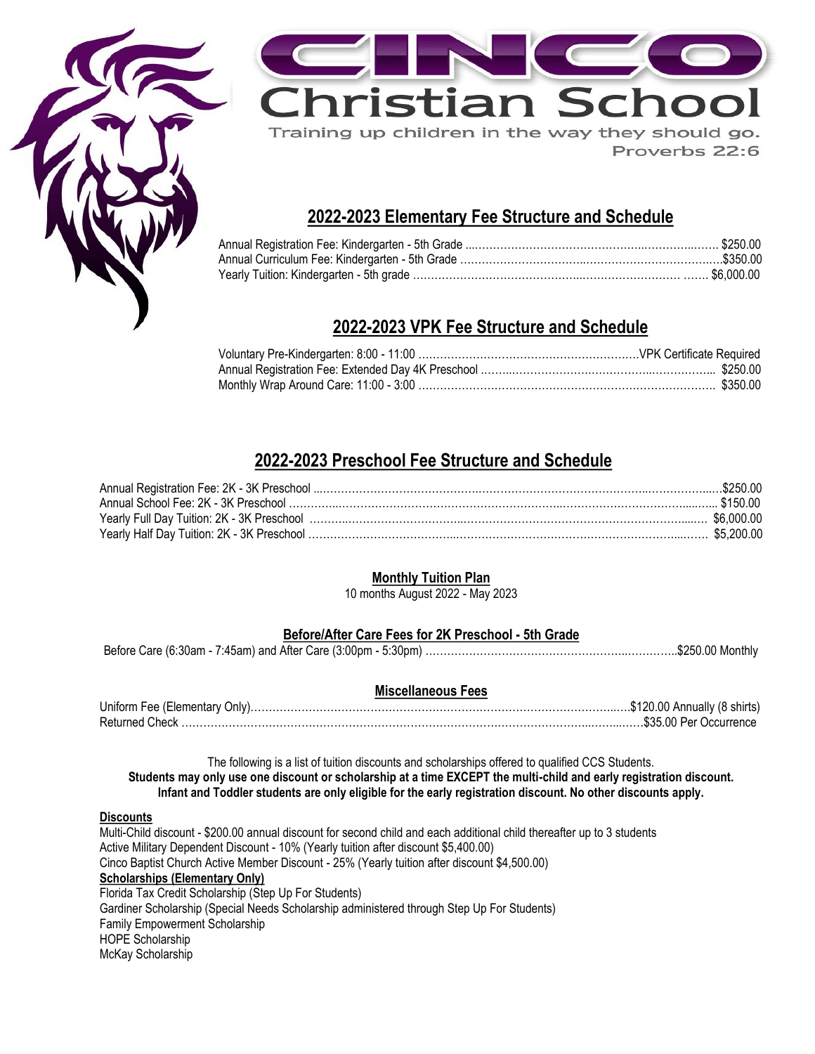# CINCO Christian School

Training up children in the way they should go.
Proverbs 22:6

## 2022-2023 Elementary Fee Structure and Schedule

Annual Registration Fee: Kindergarten - 5th Grade ........ $250.00
Annual Curriculum Fee: Kindergarten - 5th Grade ........ $350.00
Yearly Tuition: Kindergarten - 5th grade ........ $6,000.00

## 2022-2023 VPK Fee Structure and Schedule

Voluntary Pre-Kindergarten: 8:00 - 11:00 ........ VPK Certificate Required
Annual Registration Fee: Extended Day 4K Preschool ........ $250.00
Monthly Wrap Around Care: 11:00 - 3:00 ........ $350.00

## 2022-2023 Preschool Fee Structure and Schedule

Annual Registration Fee: 2K - 3K Preschool ........ $250.00
Annual School Fee: 2K - 3K Preschool ........ $150.00
Yearly Full Day Tuition: 2K - 3K Preschool ........ $6,000.00
Yearly Half Day Tuition: 2K - 3K Preschool ........ $5,200.00

### Monthly Tuition Plan

10 months August 2022 - May 2023

### Before/After Care Fees for 2K Preschool - 5th Grade

Before Care (6:30am - 7:45am) and After Care (3:00pm - 5:30pm) ........ $250.00 Monthly

### Miscellaneous Fees

Uniform Fee (Elementary Only) ........ $120.00 Annually (8 shirts)
Returned Check ........ $35.00 Per Occurrence

The following is a list of tuition discounts and scholarships offered to qualified CCS Students.
**Students may only use one discount or scholarship at a time EXCEPT the multi-child and early registration discount. Infant and Toddler students are only eligible for the early registration discount. No other discounts apply.**

**Discounts**

Multi-Child discount - $200.00 annual discount for second child and each additional child thereafter up to 3 students
Active Military Dependent Discount - 10% (Yearly tuition after discount $5,400.00)
Cinco Baptist Church Active Member Discount - 25% (Yearly tuition after discount $4,500.00)

**Scholarships (Elementary Only)**

Florida Tax Credit Scholarship (Step Up For Students)
Gardiner Scholarship (Special Needs Scholarship administered through Step Up For Students)
Family Empowerment Scholarship
HOPE Scholarship
McKay Scholarship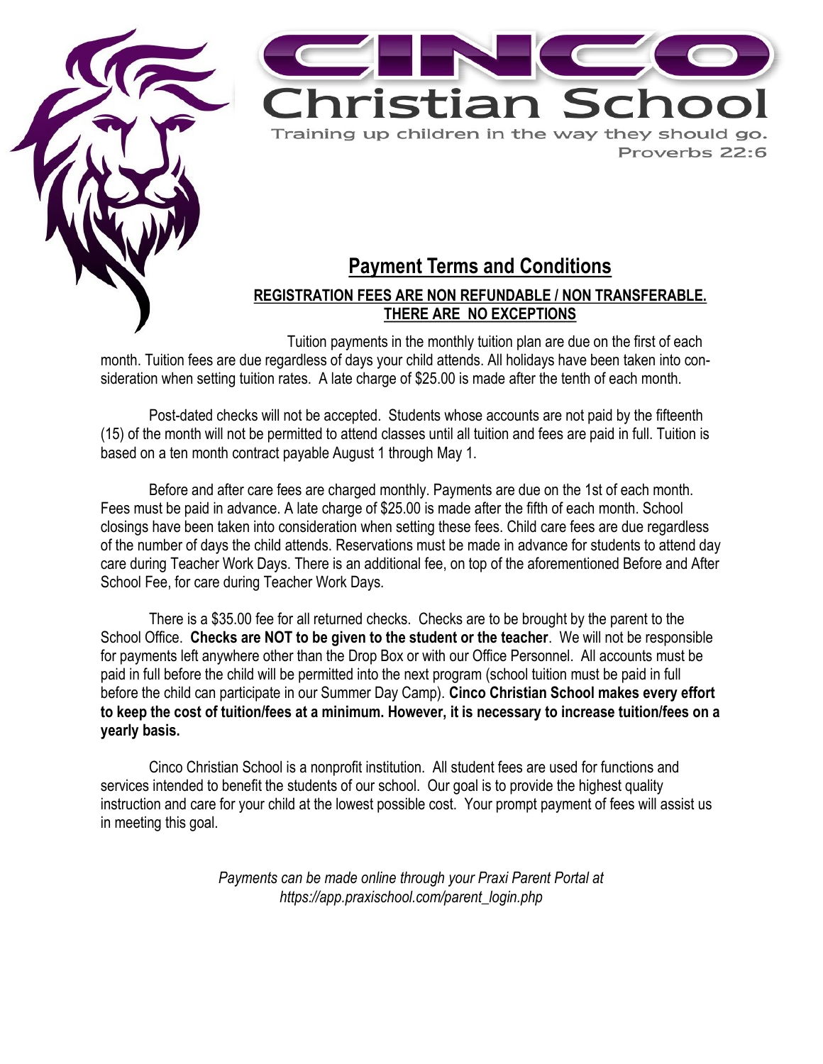# CINCO

## Christian School

Training up children in the way they should go.
Proverbs 22:6

## Payment Terms and Conditions

**REGISTRATION FEES ARE NON REFUNDABLE / NON TRANSFERABLE.**
**THERE ARE NO EXCEPTIONS**

Tuition payments in the monthly tuition plan are due on the first of each month. Tuition fees are due regardless of days your child attends. All holidays have been taken into consideration when setting tuition rates. A late charge of $25.00 is made after the tenth of each month.

Post-dated checks will not be accepted. Students whose accounts are not paid by the fifteenth (15) of the month will not be permitted to attend classes until all tuition and fees are paid in full. Tuition is based on a ten month contract payable August 1 through May 1.

Before and after care fees are charged monthly. Payments are due on the 1st of each month. Fees must be paid in advance. A late charge of $25.00 is made after the fifth of each month. School closings have been taken into consideration when setting these fees. Child care fees are due regardless of the number of days the child attends. Reservations must be made in advance for students to attend day care during Teacher Work Days. There is an additional fee, on top of the aforementioned Before and After School Fee, for care during Teacher Work Days.

There is a $35.00 fee for all returned checks. Checks are to be brought by the parent to the School Office. **Checks are NOT to be given to the student or the teacher**. We will not be responsible for payments left anywhere other than the Drop Box or with our Office Personnel. All accounts must be paid in full before the child will be permitted into the next program (school tuition must be paid in full before the child can participate in our Summer Day Camp). **Cinco Christian School makes every effort to keep the cost of tuition/fees at a minimum. However, it is necessary to increase tuition/fees on a yearly basis.**

Cinco Christian School is a nonprofit institution. All student fees are used for functions and services intended to benefit the students of our school. Our goal is to provide the highest quality instruction and care for your child at the lowest possible cost. Your prompt payment of fees will assist us in meeting this goal.

*Payments can be made online through your Praxi Parent Portal at https://app.praxischool.com/parent_login.php*